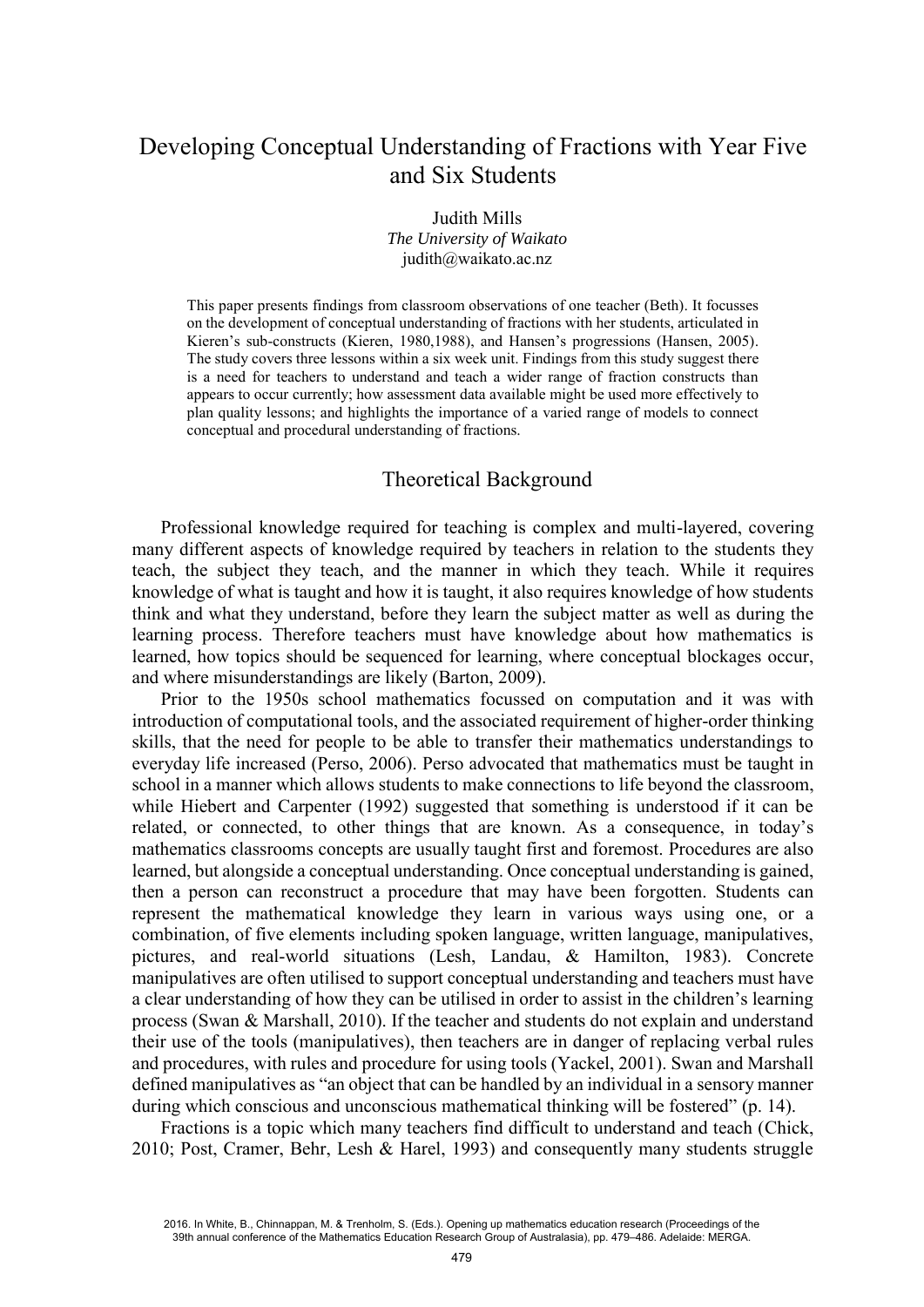# Developing Conceptual Understanding of Fractions with Year Five and Six Students

Judith Mills
*The University of Waikato*
judith@waikato.ac.nz

This paper presents findings from classroom observations of one teacher (Beth). It focusses on the development of conceptual understanding of fractions with her students, articulated in Kieren's sub-constructs (Kieren, 1980,1988), and Hansen's progressions (Hansen, 2005). The study covers three lessons within a six week unit. Findings from this study suggest there is a need for teachers to understand and teach a wider range of fraction constructs than appears to occur currently; how assessment data available might be used more effectively to plan quality lessons; and highlights the importance of a varied range of models to connect conceptual and procedural understanding of fractions.

## Theoretical Background

Professional knowledge required for teaching is complex and multi-layered, covering many different aspects of knowledge required by teachers in relation to the students they teach, the subject they teach, and the manner in which they teach. While it requires knowledge of what is taught and how it is taught, it also requires knowledge of how students think and what they understand, before they learn the subject matter as well as during the learning process. Therefore teachers must have knowledge about how mathematics is learned, how topics should be sequenced for learning, where conceptual blockages occur, and where misunderstandings are likely (Barton, 2009).

Prior to the 1950s school mathematics focussed on computation and it was with introduction of computational tools, and the associated requirement of higher-order thinking skills, that the need for people to be able to transfer their mathematics understandings to everyday life increased (Perso, 2006). Perso advocated that mathematics must be taught in school in a manner which allows students to make connections to life beyond the classroom, while Hiebert and Carpenter (1992) suggested that something is understood if it can be related, or connected, to other things that are known. As a consequence, in today's mathematics classrooms concepts are usually taught first and foremost. Procedures are also learned, but alongside a conceptual understanding. Once conceptual understanding is gained, then a person can reconstruct a procedure that may have been forgotten. Students can represent the mathematical knowledge they learn in various ways using one, or a combination, of five elements including spoken language, written language, manipulatives, pictures, and real-world situations (Lesh, Landau, & Hamilton, 1983). Concrete manipulatives are often utilised to support conceptual understanding and teachers must have a clear understanding of how they can be utilised in order to assist in the children's learning process (Swan & Marshall, 2010). If the teacher and students do not explain and understand their use of the tools (manipulatives), then teachers are in danger of replacing verbal rules and procedures, with rules and procedure for using tools (Yackel, 2001). Swan and Marshall defined manipulatives as "an object that can be handled by an individual in a sensory manner during which conscious and unconscious mathematical thinking will be fostered" (p. 14).

Fractions is a topic which many teachers find difficult to understand and teach (Chick, 2010; Post, Cramer, Behr, Lesh & Harel, 1993) and consequently many students struggle

2016. In White, B., Chinnappan, M. & Trenholm, S. (Eds.). Opening up mathematics education research (Proceedings of the 39th annual conference of the Mathematics Education Research Group of Australasia), pp. 479–486. Adelaide: MERGA.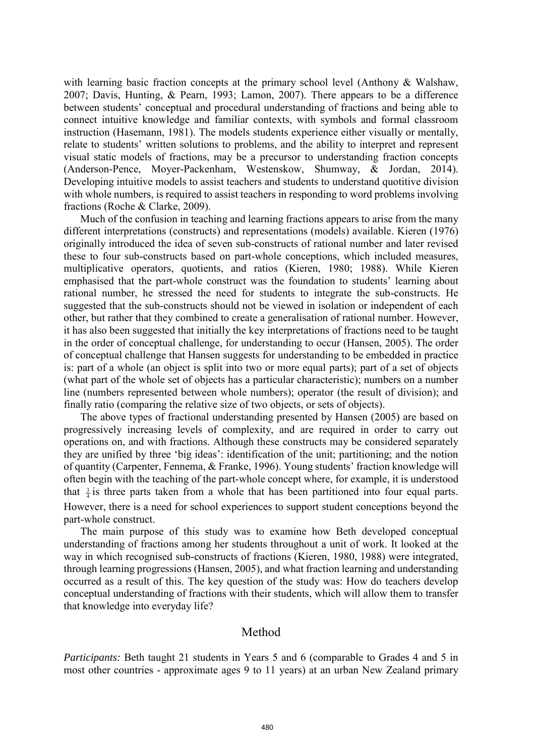with learning basic fraction concepts at the primary school level (Anthony & Walshaw, 2007; Davis, Hunting, & Pearn, 1993; Lamon, 2007). There appears to be a difference between students' conceptual and procedural understanding of fractions and being able to connect intuitive knowledge and familiar contexts, with symbols and formal classroom instruction (Hasemann, 1981). The models students experience either visually or mentally, relate to students' written solutions to problems, and the ability to interpret and represent visual static models of fractions, may be a precursor to understanding fraction concepts (Anderson-Pence, Moyer-Packenham, Westenskow, Shumway, & Jordan, 2014). Developing intuitive models to assist teachers and students to understand quotitive division with whole numbers, is required to assist teachers in responding to word problems involving fractions (Roche & Clarke, 2009).

Much of the confusion in teaching and learning fractions appears to arise from the many different interpretations (constructs) and representations (models) available. Kieren (1976) originally introduced the idea of seven sub-constructs of rational number and later revised these to four sub-constructs based on part-whole conceptions, which included measures, multiplicative operators, quotients, and ratios (Kieren, 1980; 1988). While Kieren emphasised that the part-whole construct was the foundation to students' learning about rational number, he stressed the need for students to integrate the sub-constructs. He suggested that the sub-constructs should not be viewed in isolation or independent of each other, but rather that they combined to create a generalisation of rational number. However, it has also been suggested that initially the key interpretations of fractions need to be taught in the order of conceptual challenge, for understanding to occur (Hansen, 2005). The order of conceptual challenge that Hansen suggests for understanding to be embedded in practice is: part of a whole (an object is split into two or more equal parts); part of a set of objects (what part of the whole set of objects has a particular characteristic); numbers on a number line (numbers represented between whole numbers); operator (the result of division); and finally ratio (comparing the relative size of two objects, or sets of objects).

The above types of fractional understanding presented by Hansen (2005) are based on progressively increasing levels of complexity, and are required in order to carry out operations on, and with fractions. Although these constructs may be considered separately they are unified by three 'big ideas': identification of the unit; partitioning; and the notion of quantity (Carpenter, Fennema, & Franke, 1996). Young students' fraction knowledge will often begin with the teaching of the part-whole concept where, for example, it is understood that $\frac{3}{4}$ is three parts taken from a whole that has been partitioned into four equal parts. However, there is a need for school experiences to support student conceptions beyond the part-whole construct.

The main purpose of this study was to examine how Beth developed conceptual understanding of fractions among her students throughout a unit of work. It looked at the way in which recognised sub-constructs of fractions (Kieren, 1980, 1988) were integrated, through learning progressions (Hansen, 2005), and what fraction learning and understanding occurred as a result of this. The key question of the study was: How do teachers develop conceptual understanding of fractions with their students, which will allow them to transfer that knowledge into everyday life?

## Method

*Participants:* Beth taught 21 students in Years 5 and 6 (comparable to Grades 4 and 5 in most other countries - approximate ages 9 to 11 years) at an urban New Zealand primary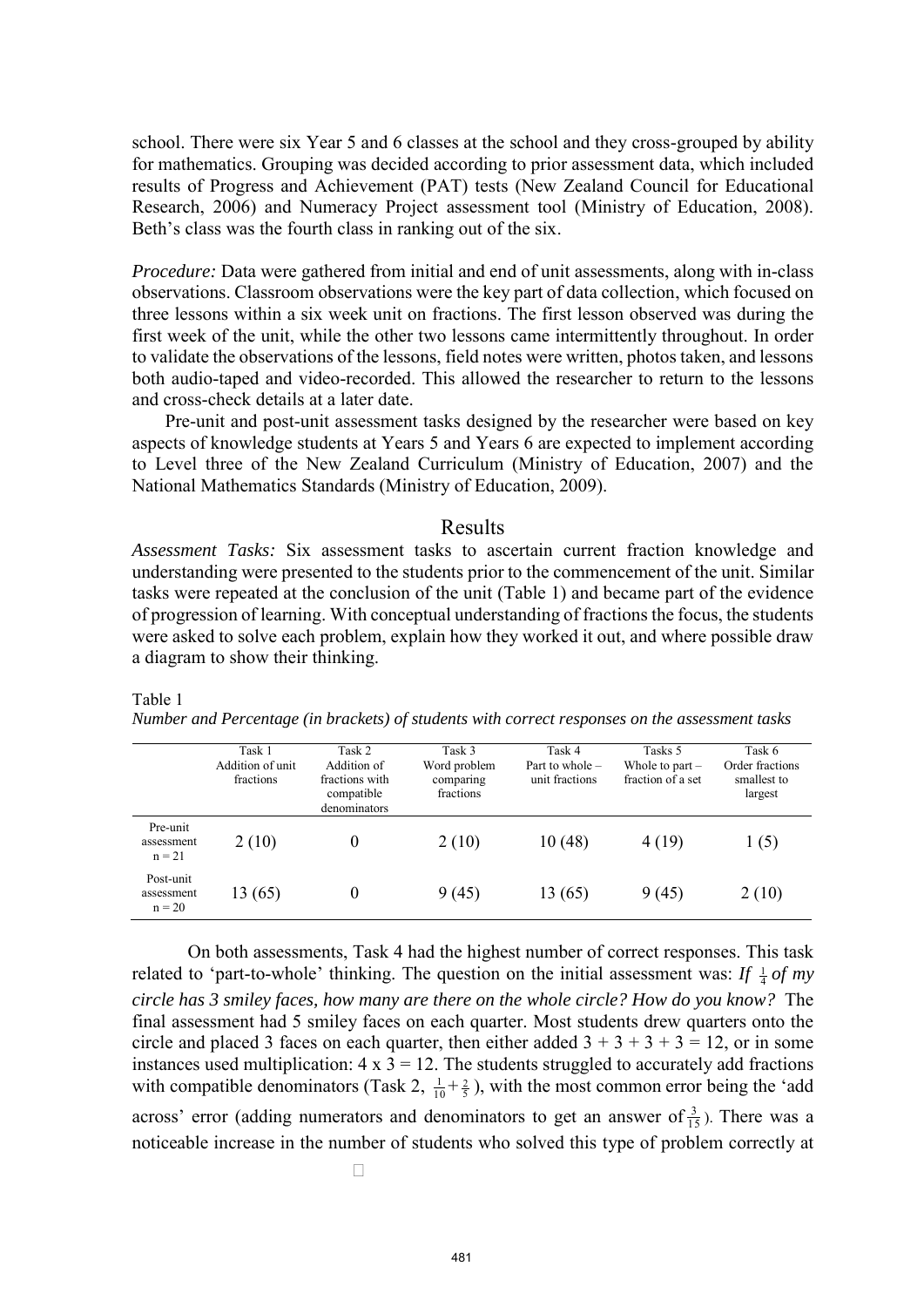school. There were six Year 5 and 6 classes at the school and they cross-grouped by ability for mathematics. Grouping was decided according to prior assessment data, which included results of Progress and Achievement (PAT) tests (New Zealand Council for Educational Research, 2006) and Numeracy Project assessment tool (Ministry of Education, 2008). Beth's class was the fourth class in ranking out of the six.

*Procedure:* Data were gathered from initial and end of unit assessments, along with in-class observations. Classroom observations were the key part of data collection, which focused on three lessons within a six week unit on fractions. The first lesson observed was during the first week of the unit, while the other two lessons came intermittently throughout. In order to validate the observations of the lessons, field notes were written, photos taken, and lessons both audio-taped and video-recorded. This allowed the researcher to return to the lessons and cross-check details at a later date.

Pre-unit and post-unit assessment tasks designed by the researcher were based on key aspects of knowledge students at Years 5 and Years 6 are expected to implement according to Level three of the New Zealand Curriculum (Ministry of Education, 2007) and the National Mathematics Standards (Ministry of Education, 2009).

## Results

*Assessment Tasks:* Six assessment tasks to ascertain current fraction knowledge and understanding were presented to the students prior to the commencement of the unit. Similar tasks were repeated at the conclusion of the unit (Table 1) and became part of the evidence of progression of learning. With conceptual understanding of fractions the focus, the students were asked to solve each problem, explain how they worked it out, and where possible draw a diagram to show their thinking.

Table 1
*Number and Percentage (in brackets) of students with correct responses on the assessment tasks*

| | Task 1 Addition of unit fractions | Task 2 Addition of fractions with compatible denominators | Task 3 Word problem comparing fractions | Task 4 Part to whole – unit fractions | Tasks 5 Whole to part – fraction of a set | Task 6 Order fractions smallest to largest |
|---|---|---|---|---|---|---|
| Pre-unit assessment n = 21 | 2 (10) | 0 | 2 (10) | 10 (48) | 4 (19) | 1 (5) |
| Post-unit assessment n = 20 | 13 (65) | 0 | 9 (45) | 13 (65) | 9 (45) | 2 (10) |

On both assessments, Task 4 had the highest number of correct responses. This task related to 'part-to-whole' thinking. The question on the initial assessment was: *If* $\frac{1}{4}$ *of my circle has 3 smiley faces, how many are there on the whole circle? How do you know?* The final assessment had 5 smiley faces on each quarter. Most students drew quarters onto the circle and placed 3 faces on each quarter, then either added $3 + 3 + 3 + 3 = 12$, or in some instances used multiplication: $4 \times 3 = 12$. The students struggled to accurately add fractions with compatible denominators (Task 2, $\frac{1}{10} + \frac{2}{5}$), with the most common error being the 'add across' error (adding numerators and denominators to get an answer of $\frac{3}{15}$). There was a noticeable increase in the number of students who solved this type of problem correctly at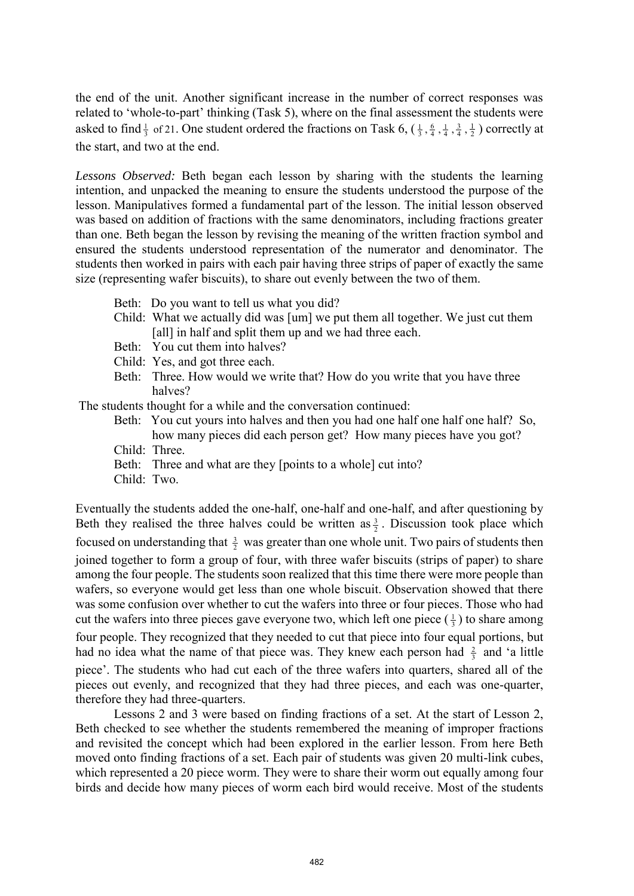the end of the unit. Another significant increase in the number of correct responses was related to 'whole-to-part' thinking (Task 5), where on the final assessment the students were asked to find $\frac{1}{3}$ of 21. One student ordered the fractions on Task 6, ( $\frac{1}{3}$ , $\frac{6}{4}$ , $\frac{1}{4}$ , $\frac{3}{4}$ , $\frac{1}{2}$ ) correctly at the start, and two at the end.

*Lessons Observed:* Beth began each lesson by sharing with the students the learning intention, and unpacked the meaning to ensure the students understood the purpose of the lesson. Manipulatives formed a fundamental part of the lesson. The initial lesson observed was based on addition of fractions with the same denominators, including fractions greater than one. Beth began the lesson by revising the meaning of the written fraction symbol and ensured the students understood representation of the numerator and denominator. The students then worked in pairs with each pair having three strips of paper of exactly the same size (representing wafer biscuits), to share out evenly between the two of them.

> Beth: Do you want to tell us what you did?
> Child: What we actually did was [um] we put them all together. We just cut them [all] in half and split them up and we had three each.
> Beth: You cut them into halves?
> Child: Yes, and got three each.
> Beth: Three. How would we write that? How do you write that you have three halves?

The students thought for a while and the conversation continued:

> Beth: You cut yours into halves and then you had one half one half one half? So, how many pieces did each person get? How many pieces have you got?
> Child: Three.
> Beth: Three and what are they [points to a whole] cut into?
> Child: Two.

Eventually the students added the one-half, one-half and one-half, and after questioning by Beth they realised the three halves could be written as $\frac{3}{2}$. Discussion took place which focused on understanding that $\frac{3}{2}$ was greater than one whole unit. Two pairs of students then joined together to form a group of four, with three wafer biscuits (strips of paper) to share among the four people. The students soon realized that this time there were more people than wafers, so everyone would get less than one whole biscuit. Observation showed that there was some confusion over whether to cut the wafers into three or four pieces. Those who had cut the wafers into three pieces gave everyone two, which left one piece ( $\frac{1}{3}$ ) to share among four people. They recognized that they needed to cut that piece into four equal portions, but had no idea what the name of that piece was. They knew each person had $\frac{2}{3}$ and 'a little piece'. The students who had cut each of the three wafers into quarters, shared all of the pieces out evenly, and recognized that they had three pieces, and each was one-quarter, therefore they had three-quarters.

Lessons 2 and 3 were based on finding fractions of a set. At the start of Lesson 2, Beth checked to see whether the students remembered the meaning of improper fractions and revisited the concept which had been explored in the earlier lesson. From here Beth moved onto finding fractions of a set. Each pair of students was given 20 multi-link cubes, which represented a 20 piece worm. They were to share their worm out equally among four birds and decide how many pieces of worm each bird would receive. Most of the students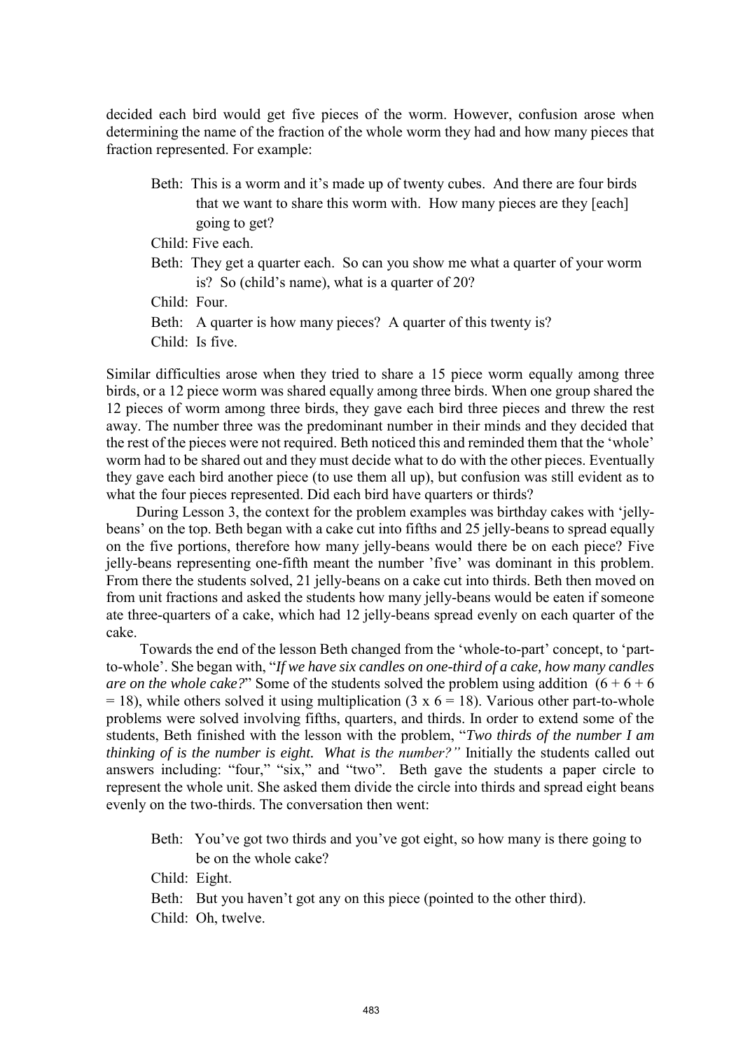decided each bird would get five pieces of the worm. However, confusion arose when determining the name of the fraction of the whole worm they had and how many pieces that fraction represented. For example:

> Beth: This is a worm and it's made up of twenty cubes. And there are four birds that we want to share this worm with. How many pieces are they [each] going to get?
>
> Child: Five each.
>
> Beth: They get a quarter each. So can you show me what a quarter of your worm is? So (child's name), what is a quarter of 20?
>
> Child: Four.
>
> Beth: A quarter is how many pieces? A quarter of this twenty is?
>
> Child: Is five.

Similar difficulties arose when they tried to share a 15 piece worm equally among three birds, or a 12 piece worm was shared equally among three birds. When one group shared the 12 pieces of worm among three birds, they gave each bird three pieces and threw the rest away. The number three was the predominant number in their minds and they decided that the rest of the pieces were not required. Beth noticed this and reminded them that the 'whole' worm had to be shared out and they must decide what to do with the other pieces. Eventually they gave each bird another piece (to use them all up), but confusion was still evident as to what the four pieces represented. Did each bird have quarters or thirds?

During Lesson 3, the context for the problem examples was birthday cakes with 'jelly-beans' on the top. Beth began with a cake cut into fifths and 25 jelly-beans to spread equally on the five portions, therefore how many jelly-beans would there be on each piece? Five jelly-beans representing one-fifth meant the number 'five' was dominant in this problem. From there the students solved, 21 jelly-beans on a cake cut into thirds. Beth then moved on from unit fractions and asked the students how many jelly-beans would be eaten if someone ate three-quarters of a cake, which had 12 jelly-beans spread evenly on each quarter of the cake.

Towards the end of the lesson Beth changed from the 'whole-to-part' concept, to 'part-to-whole'. She began with, "*If we have six candles on one-third of a cake, how many candles are on the whole cake?*" Some of the students solved the problem using addition ($6 + 6 + 6 = 18$), while others solved it using multiplication ($3 \times 6 = 18$). Various other part-to-whole problems were solved involving fifths, quarters, and thirds. In order to extend some of the students, Beth finished with the lesson with the problem, "*Two thirds of the number I am thinking of is the number is eight. What is the number?*" Initially the students called out answers including: "four," "six," and "two". Beth gave the students a paper circle to represent the whole unit. She asked them divide the circle into thirds and spread eight beans evenly on the two-thirds. The conversation then went:

> Beth: You've got two thirds and you've got eight, so how many is there going to be on the whole cake?
>
> Child: Eight.
>
> Beth: But you haven't got any on this piece (pointed to the other third).
>
> Child: Oh, twelve.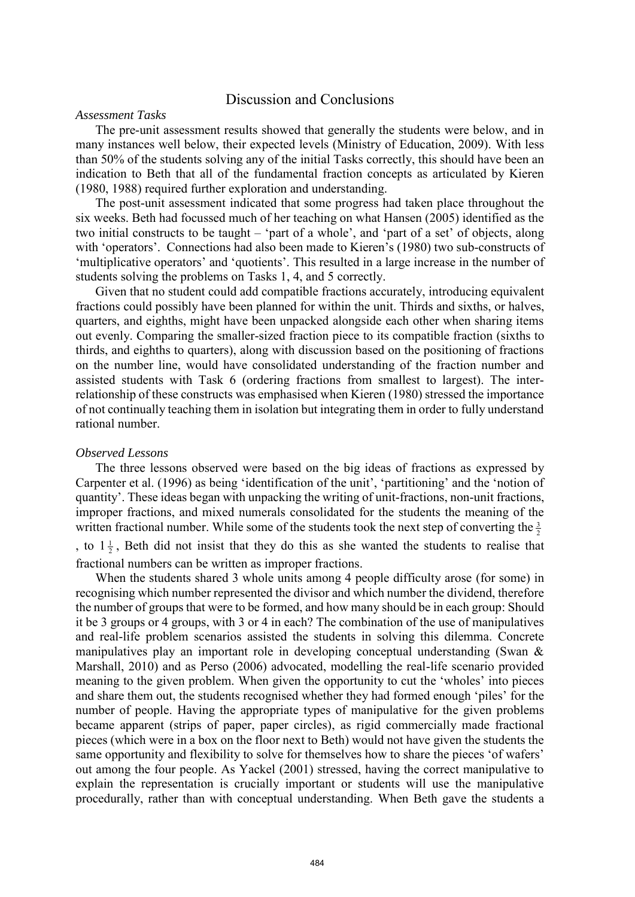## Discussion and Conclusions

*Assessment Tasks*

The pre-unit assessment results showed that generally the students were below, and in many instances well below, their expected levels (Ministry of Education, 2009). With less than 50% of the students solving any of the initial Tasks correctly, this should have been an indication to Beth that all of the fundamental fraction concepts as articulated by Kieren (1980, 1988) required further exploration and understanding.

The post-unit assessment indicated that some progress had taken place throughout the six weeks. Beth had focussed much of her teaching on what Hansen (2005) identified as the two initial constructs to be taught – 'part of a whole', and 'part of a set' of objects, along with 'operators'. Connections had also been made to Kieren's (1980) two sub-constructs of 'multiplicative operators' and 'quotients'. This resulted in a large increase in the number of students solving the problems on Tasks 1, 4, and 5 correctly.

Given that no student could add compatible fractions accurately, introducing equivalent fractions could possibly have been planned for within the unit. Thirds and sixths, or halves, quarters, and eighths, might have been unpacked alongside each other when sharing items out evenly. Comparing the smaller-sized fraction piece to its compatible fraction (sixths to thirds, and eighths to quarters), along with discussion based on the positioning of fractions on the number line, would have consolidated understanding of the fraction number and assisted students with Task 6 (ordering fractions from smallest to largest). The inter-relationship of these constructs was emphasised when Kieren (1980) stressed the importance of not continually teaching them in isolation but integrating them in order to fully understand rational number.

*Observed Lessons*

The three lessons observed were based on the big ideas of fractions as expressed by Carpenter et al. (1996) as being 'identification of the unit', 'partitioning' and the 'notion of quantity'. These ideas began with unpacking the writing of unit-fractions, non-unit fractions, improper fractions, and mixed numerals consolidated for the students the meaning of the written fractional number. While some of the students took the next step of converting the $\frac{3}{2}$, to $1\frac{1}{2}$, Beth did not insist that they do this as she wanted the students to realise that fractional numbers can be written as improper fractions.

When the students shared 3 whole units among 4 people difficulty arose (for some) in recognising which number represented the divisor and which number the dividend, therefore the number of groups that were to be formed, and how many should be in each group: Should it be 3 groups or 4 groups, with 3 or 4 in each? The combination of the use of manipulatives and real-life problem scenarios assisted the students in solving this dilemma. Concrete manipulatives play an important role in developing conceptual understanding (Swan & Marshall, 2010) and as Perso (2006) advocated, modelling the real-life scenario provided meaning to the given problem. When given the opportunity to cut the 'wholes' into pieces and share them out, the students recognised whether they had formed enough 'piles' for the number of people. Having the appropriate types of manipulative for the given problems became apparent (strips of paper, paper circles), as rigid commercially made fractional pieces (which were in a box on the floor next to Beth) would not have given the students the same opportunity and flexibility to solve for themselves how to share the pieces 'of wafers' out among the four people. As Yackel (2001) stressed, having the correct manipulative to explain the representation is crucially important or students will use the manipulative procedurally, rather than with conceptual understanding. When Beth gave the students a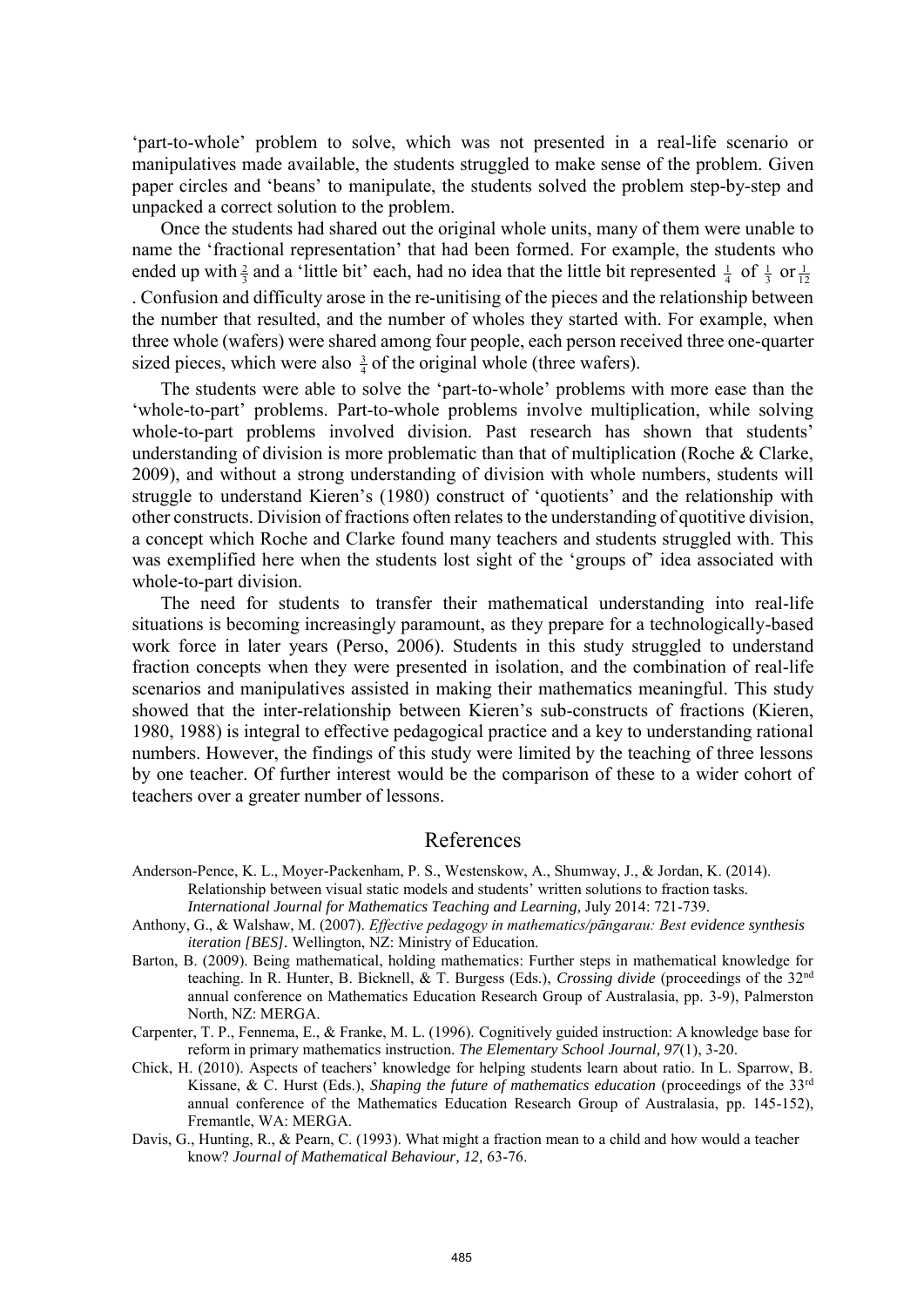'part-to-whole' problem to solve, which was not presented in a real-life scenario or manipulatives made available, the students struggled to make sense of the problem. Given paper circles and 'beans' to manipulate, the students solved the problem step-by-step and unpacked a correct solution to the problem.

Once the students had shared out the original whole units, many of them were unable to name the 'fractional representation' that had been formed. For example, the students who ended up with $\frac{2}{3}$ and a 'little bit' each, had no idea that the little bit represented $\frac{1}{4}$ of $\frac{1}{3}$ or $\frac{1}{12}$. Confusion and difficulty arose in the re-unitising of the pieces and the relationship between the number that resulted, and the number of wholes they started with. For example, when three whole (wafers) were shared among four people, each person received three one-quarter sized pieces, which were also $\frac{3}{4}$ of the original whole (three wafers).

The students were able to solve the 'part-to-whole' problems with more ease than the 'whole-to-part' problems. Part-to-whole problems involve multiplication, while solving whole-to-part problems involved division. Past research has shown that students' understanding of division is more problematic than that of multiplication (Roche & Clarke, 2009), and without a strong understanding of division with whole numbers, students will struggle to understand Kieren's (1980) construct of 'quotients' and the relationship with other constructs. Division of fractions often relates to the understanding of quotitive division, a concept which Roche and Clarke found many teachers and students struggled with. This was exemplified here when the students lost sight of the 'groups of' idea associated with whole-to-part division.

The need for students to transfer their mathematical understanding into real-life situations is becoming increasingly paramount, as they prepare for a technologically-based work force in later years (Perso, 2006). Students in this study struggled to understand fraction concepts when they were presented in isolation, and the combination of real-life scenarios and manipulatives assisted in making their mathematics meaningful. This study showed that the inter-relationship between Kieren's sub-constructs of fractions (Kieren, 1980, 1988) is integral to effective pedagogical practice and a key to understanding rational numbers. However, the findings of this study were limited by the teaching of three lessons by one teacher. Of further interest would be the comparison of these to a wider cohort of teachers over a greater number of lessons.

## References

Anderson-Pence, K. L., Moyer-Packenham, P. S., Westenskow, A., Shumway, J., & Jordan, K. (2014). Relationship between visual static models and students' written solutions to fraction tasks. *International Journal for Mathematics Teaching and Learning,* July 2014: 721-739.

Anthony, G., & Walshaw, M. (2007). *Effective pedagogy in mathematics/pāngarau: Best evidence synthesis iteration [BES]*. Wellington, NZ: Ministry of Education.

Barton, B. (2009). Being mathematical, holding mathematics: Further steps in mathematical knowledge for teaching. In R. Hunter, B. Bicknell, & T. Burgess (Eds.), *Crossing divide* (proceedings of the 32nd annual conference on Mathematics Education Research Group of Australasia, pp. 3-9), Palmerston North, NZ: MERGA.

Carpenter, T. P., Fennema, E., & Franke, M. L. (1996). Cognitively guided instruction: A knowledge base for reform in primary mathematics instruction. *The Elementary School Journal, 97*(1), 3-20.

Chick, H. (2010). Aspects of teachers' knowledge for helping students learn about ratio. In L. Sparrow, B. Kissane, & C. Hurst (Eds.), *Shaping the future of mathematics education* (proceedings of the 33rd annual conference of the Mathematics Education Research Group of Australasia, pp. 145-152), Fremantle, WA: MERGA.

Davis, G., Hunting, R., & Pearn, C. (1993). What might a fraction mean to a child and how would a teacher know? *Journal of Mathematical Behaviour, 12,* 63-76.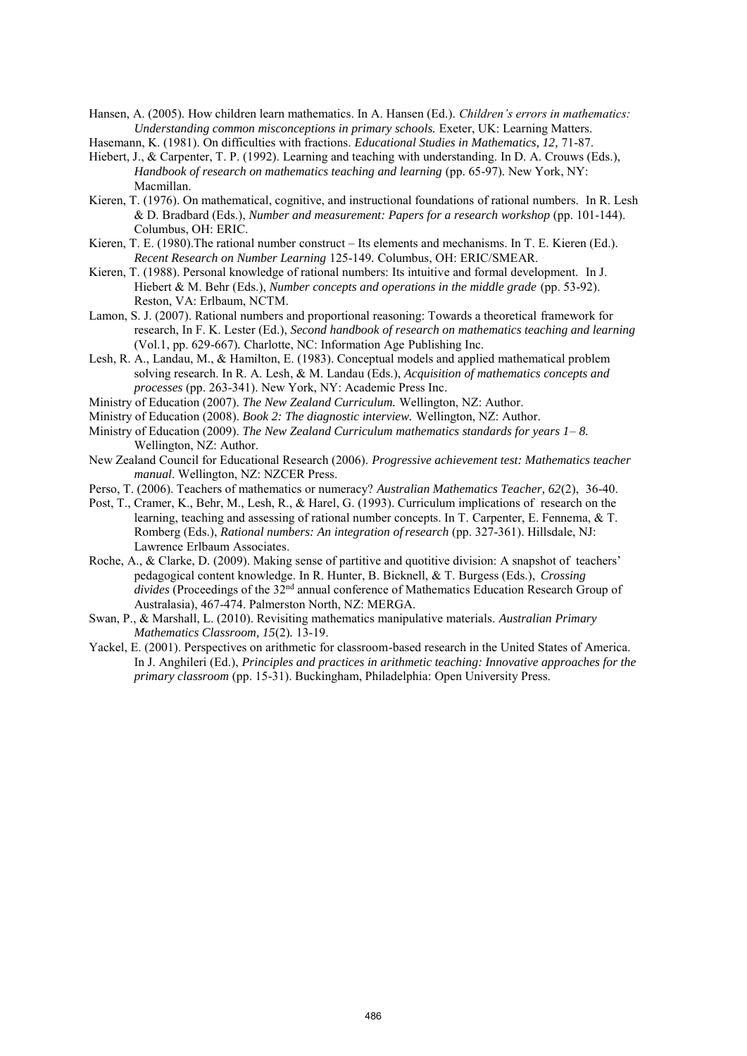Hansen, A. (2005). How children learn mathematics. In A. Hansen (Ed.). *Children's errors in mathematics: Understanding common misconceptions in primary schools.* Exeter, UK: Learning Matters.

Hasemann, K. (1981). On difficulties with fractions. *Educational Studies in Mathematics, 12,* 71-87.

Hiebert, J., & Carpenter, T. P. (1992). Learning and teaching with understanding. In D. A. Crouws (Eds.), *Handbook of research on mathematics teaching and learning* (pp. 65-97). New York, NY: Macmillan.

Kieren, T. (1976). On mathematical, cognitive, and instructional foundations of rational numbers. In R. Lesh & D. Bradbard (Eds.), *Number and measurement: Papers for a research workshop* (pp. 101-144). Columbus, OH: ERIC.

Kieren, T. E. (1980).The rational number construct – Its elements and mechanisms. In T. E. Kieren (Ed.). *Recent Research on Number Learning* 125-149. Columbus, OH: ERIC/SMEAR.

Kieren, T. (1988). Personal knowledge of rational numbers: Its intuitive and formal development. In J. Hiebert & M. Behr (Eds.), *Number concepts and operations in the middle grade* (pp. 53-92). Reston, VA: Erlbaum, NCTM.

Lamon, S. J. (2007). Rational numbers and proportional reasoning: Towards a theoretical framework for research, In F. K. Lester (Ed.), *Second handbook of research on mathematics teaching and learning* (Vol.1, pp. 629-667). Charlotte, NC: Information Age Publishing Inc.

Lesh, R. A., Landau, M., & Hamilton, E. (1983). Conceptual models and applied mathematical problem solving research. In R. A. Lesh, & M. Landau (Eds.), *Acquisition of mathematics concepts and processes* (pp. 263-341). New York, NY: Academic Press Inc.

Ministry of Education (2007). *The New Zealand Curriculum.* Wellington, NZ: Author.

Ministry of Education (2008). *Book 2: The diagnostic interview.* Wellington, NZ: Author.

Ministry of Education (2009). *The New Zealand Curriculum mathematics standards for years 1– 8.* Wellington, NZ: Author.

New Zealand Council for Educational Research (2006). *Progressive achievement test: Mathematics teacher manual*. Wellington, NZ: NZCER Press.

Perso, T. (2006). Teachers of mathematics or numeracy? *Australian Mathematics Teacher, 62*(2), 36-40.

Post, T., Cramer, K., Behr, M., Lesh, R., & Harel, G. (1993). Curriculum implications of research on the learning, teaching and assessing of rational number concepts. In T. Carpenter, E. Fennema, & T. Romberg (Eds.), *Rational numbers: An integration of research* (pp. 327-361). Hillsdale, NJ: Lawrence Erlbaum Associates.

Roche, A., & Clarke, D. (2009). Making sense of partitive and quotitive division: A snapshot of teachers' pedagogical content knowledge. In R. Hunter, B. Bicknell, & T. Burgess (Eds.), *Crossing divides* (Proceedings of the 32nd annual conference of Mathematics Education Research Group of Australasia), 467-474. Palmerston North, NZ: MERGA.

Swan, P., & Marshall, L. (2010). Revisiting mathematics manipulative materials. *Australian Primary Mathematics Classroom, 15*(2). 13-19.

Yackel, E. (2001). Perspectives on arithmetic for classroom-based research in the United States of America. In J. Anghileri (Ed.), *Principles and practices in arithmetic teaching: Innovative approaches for the primary classroom* (pp. 15-31). Buckingham, Philadelphia: Open University Press.